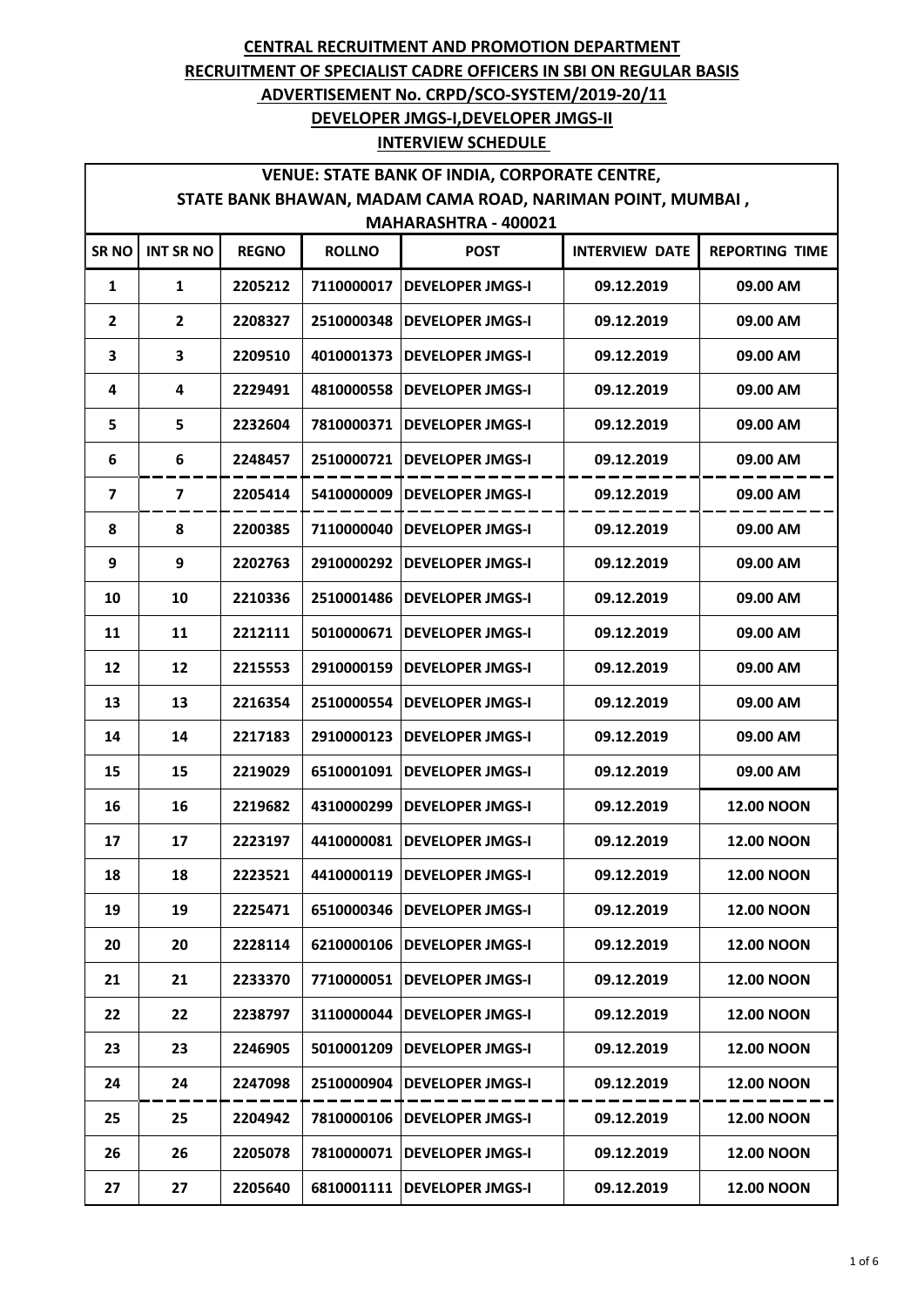**CENTRAL RECRUITMENT AND PROMOTION DEPARTMENT**

**RECRUITMENT OF SPECIALIST CADRE OFFICERS IN SBI ON REGULAR BASIS**

**ADVERTISEMENT No. CRPD/SCO-SYSTEM/2019-20/11**

**DEVELOPER JMGS-I,DEVELOPER JMGS-II**

**INTERVIEW SCHEDULE**

**VENUE: STATE BANK OF INDIA, CORPORATE CENTRE, STATE BANK BHAWAN, MADAM CAMA ROAD, NARIMAN POINT, MUMBAI , MAHARASHTRA - 400021**

| SR NO | INT SR NO | REGNO | ROLLNO | POST | INTERVIEW DATE | REPORTING TIME |
|---|---|---|---|---|---|---|
| 1 | 1 | 2205212 | 7110000017 | DEVELOPER JMGS-I | 09.12.2019 | 09.00 AM |
| 2 | 2 | 2208327 | 2510000348 | DEVELOPER JMGS-I | 09.12.2019 | 09.00 AM |
| 3 | 3 | 2209510 | 4010001373 | DEVELOPER JMGS-I | 09.12.2019 | 09.00 AM |
| 4 | 4 | 2229491 | 4810000558 | DEVELOPER JMGS-I | 09.12.2019 | 09.00 AM |
| 5 | 5 | 2232604 | 7810000371 | DEVELOPER JMGS-I | 09.12.2019 | 09.00 AM |
| 6 | 6 | 2248457 | 2510000721 | DEVELOPER JMGS-I | 09.12.2019 | 09.00 AM |
| 7 | 7 | 2205414 | 5410000009 | DEVELOPER JMGS-I | 09.12.2019 | 09.00 AM |
| 8 | 8 | 2200385 | 7110000040 | DEVELOPER JMGS-I | 09.12.2019 | 09.00 AM |
| 9 | 9 | 2202763 | 2910000292 | DEVELOPER JMGS-I | 09.12.2019 | 09.00 AM |
| 10 | 10 | 2210336 | 2510001486 | DEVELOPER JMGS-I | 09.12.2019 | 09.00 AM |
| 11 | 11 | 2212111 | 5010000671 | DEVELOPER JMGS-I | 09.12.2019 | 09.00 AM |
| 12 | 12 | 2215553 | 2910000159 | DEVELOPER JMGS-I | 09.12.2019 | 09.00 AM |
| 13 | 13 | 2216354 | 2510000554 | DEVELOPER JMGS-I | 09.12.2019 | 09.00 AM |
| 14 | 14 | 2217183 | 2910000123 | DEVELOPER JMGS-I | 09.12.2019 | 09.00 AM |
| 15 | 15 | 2219029 | 6510001091 | DEVELOPER JMGS-I | 09.12.2019 | 09.00 AM |
| 16 | 16 | 2219682 | 4310000299 | DEVELOPER JMGS-I | 09.12.2019 | 12.00 NOON |
| 17 | 17 | 2223197 | 4410000081 | DEVELOPER JMGS-I | 09.12.2019 | 12.00 NOON |
| 18 | 18 | 2223521 | 4410000119 | DEVELOPER JMGS-I | 09.12.2019 | 12.00 NOON |
| 19 | 19 | 2225471 | 6510000346 | DEVELOPER JMGS-I | 09.12.2019 | 12.00 NOON |
| 20 | 20 | 2228114 | 6210000106 | DEVELOPER JMGS-I | 09.12.2019 | 12.00 NOON |
| 21 | 21 | 2233370 | 7710000051 | DEVELOPER JMGS-I | 09.12.2019 | 12.00 NOON |
| 22 | 22 | 2238797 | 3110000044 | DEVELOPER JMGS-I | 09.12.2019 | 12.00 NOON |
| 23 | 23 | 2246905 | 5010001209 | DEVELOPER JMGS-I | 09.12.2019 | 12.00 NOON |
| 24 | 24 | 2247098 | 2510000904 | DEVELOPER JMGS-I | 09.12.2019 | 12.00 NOON |
| 25 | 25 | 2204942 | 7810000106 | DEVELOPER JMGS-I | 09.12.2019 | 12.00 NOON |
| 26 | 26 | 2205078 | 7810000071 | DEVELOPER JMGS-I | 09.12.2019 | 12.00 NOON |
| 27 | 27 | 2205640 | 6810001111 | DEVELOPER JMGS-I | 09.12.2019 | 12.00 NOON |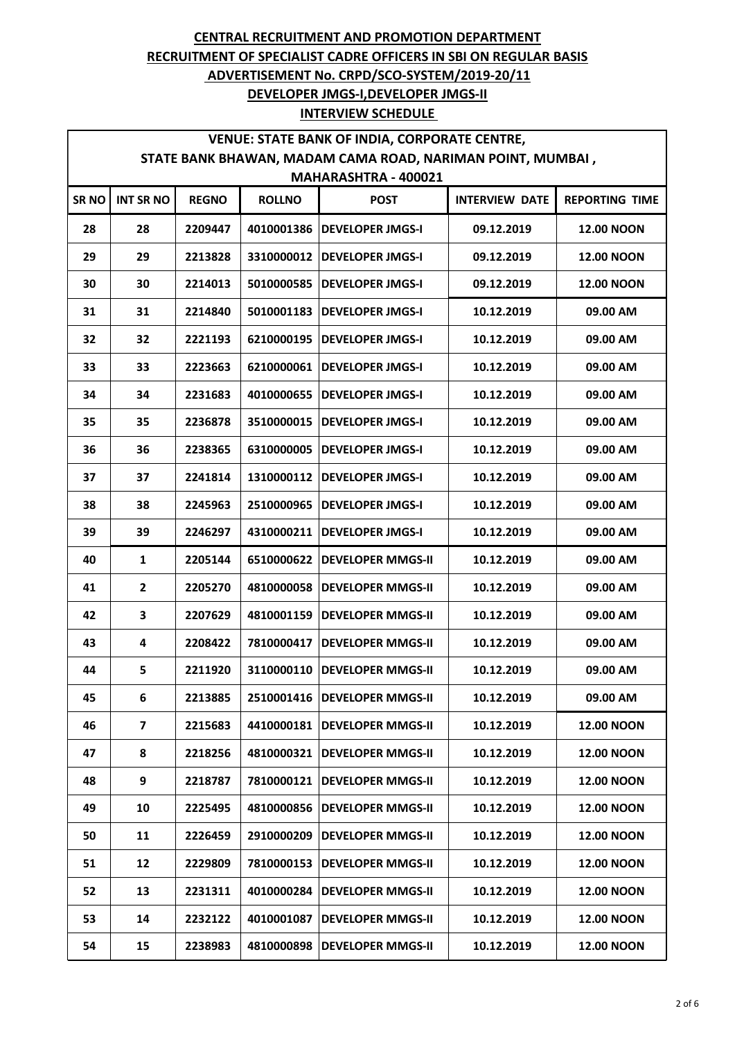**CENTRAL RECRUITMENT AND PROMOTION DEPARTMENT**

**RECRUITMENT OF SPECIALIST CADRE OFFICERS IN SBI ON REGULAR BASIS**

**ADVERTISEMENT No. CRPD/SCO-SYSTEM/2019-20/11**

**DEVELOPER JMGS-I,DEVELOPER JMGS-II**

**INTERVIEW SCHEDULE**

**VENUE: STATE BANK OF INDIA, CORPORATE CENTRE, STATE BANK BHAWAN, MADAM CAMA ROAD, NARIMAN POINT, MUMBAI , MAHARASHTRA - 400021**

| SR NO | INT SR NO | REGNO | ROLLNO | POST | INTERVIEW DATE | REPORTING TIME |
|---|---|---|---|---|---|---|
| 28 | 28 | 2209447 | 4010001386 | DEVELOPER JMGS-I | 09.12.2019 | 12.00 NOON |
| 29 | 29 | 2213828 | 3310000012 | DEVELOPER JMGS-I | 09.12.2019 | 12.00 NOON |
| 30 | 30 | 2214013 | 5010000585 | DEVELOPER JMGS-I | 09.12.2019 | 12.00 NOON |
| 31 | 31 | 2214840 | 5010001183 | DEVELOPER JMGS-I | 10.12.2019 | 09.00 AM |
| 32 | 32 | 2221193 | 6210000195 | DEVELOPER JMGS-I | 10.12.2019 | 09.00 AM |
| 33 | 33 | 2223663 | 6210000061 | DEVELOPER JMGS-I | 10.12.2019 | 09.00 AM |
| 34 | 34 | 2231683 | 4010000655 | DEVELOPER JMGS-I | 10.12.2019 | 09.00 AM |
| 35 | 35 | 2236878 | 3510000015 | DEVELOPER JMGS-I | 10.12.2019 | 09.00 AM |
| 36 | 36 | 2238365 | 6310000005 | DEVELOPER JMGS-I | 10.12.2019 | 09.00 AM |
| 37 | 37 | 2241814 | 1310000112 | DEVELOPER JMGS-I | 10.12.2019 | 09.00 AM |
| 38 | 38 | 2245963 | 2510000965 | DEVELOPER JMGS-I | 10.12.2019 | 09.00 AM |
| 39 | 39 | 2246297 | 4310000211 | DEVELOPER JMGS-I | 10.12.2019 | 09.00 AM |
| 40 | 1 | 2205144 | 6510000622 | DEVELOPER MMGS-II | 10.12.2019 | 09.00 AM |
| 41 | 2 | 2205270 | 4810000058 | DEVELOPER MMGS-II | 10.12.2019 | 09.00 AM |
| 42 | 3 | 2207629 | 4810001159 | DEVELOPER MMGS-II | 10.12.2019 | 09.00 AM |
| 43 | 4 | 2208422 | 7810000417 | DEVELOPER MMGS-II | 10.12.2019 | 09.00 AM |
| 44 | 5 | 2211920 | 3110000110 | DEVELOPER MMGS-II | 10.12.2019 | 09.00 AM |
| 45 | 6 | 2213885 | 2510001416 | DEVELOPER MMGS-II | 10.12.2019 | 09.00 AM |
| 46 | 7 | 2215683 | 4410000181 | DEVELOPER MMGS-II | 10.12.2019 | 12.00 NOON |
| 47 | 8 | 2218256 | 4810000321 | DEVELOPER MMGS-II | 10.12.2019 | 12.00 NOON |
| 48 | 9 | 2218787 | 7810000121 | DEVELOPER MMGS-II | 10.12.2019 | 12.00 NOON |
| 49 | 10 | 2225495 | 4810000856 | DEVELOPER MMGS-II | 10.12.2019 | 12.00 NOON |
| 50 | 11 | 2226459 | 2910000209 | DEVELOPER MMGS-II | 10.12.2019 | 12.00 NOON |
| 51 | 12 | 2229809 | 7810000153 | DEVELOPER MMGS-II | 10.12.2019 | 12.00 NOON |
| 52 | 13 | 2231311 | 4010000284 | DEVELOPER MMGS-II | 10.12.2019 | 12.00 NOON |
| 53 | 14 | 2232122 | 4010001087 | DEVELOPER MMGS-II | 10.12.2019 | 12.00 NOON |
| 54 | 15 | 2238983 | 4810000898 | DEVELOPER MMGS-II | 10.12.2019 | 12.00 NOON |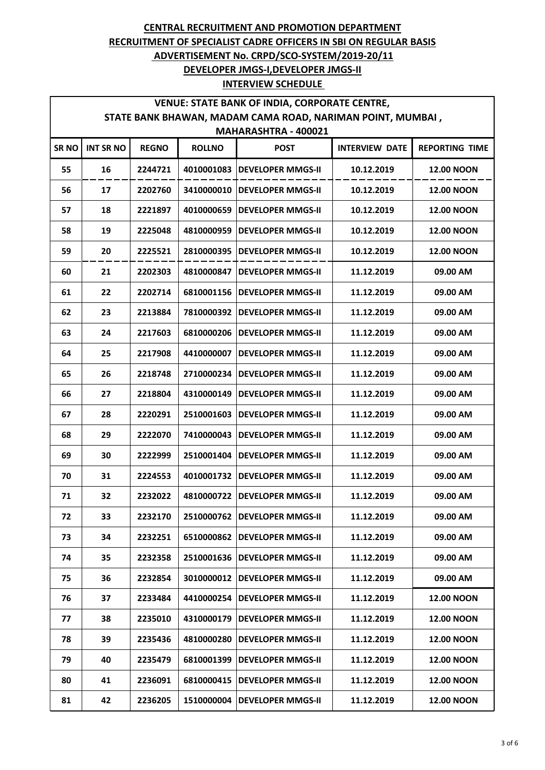**CENTRAL RECRUITMENT AND PROMOTION DEPARTMENT**

**RECRUITMENT OF SPECIALIST CADRE OFFICERS IN SBI ON REGULAR BASIS**

**ADVERTISEMENT No. CRPD/SCO-SYSTEM/2019-20/11**

**DEVELOPER JMGS-I,DEVELOPER JMGS-II**

**INTERVIEW SCHEDULE**

| VENUE: STATE BANK OF INDIA, CORPORATE CENTRE, STATE BANK BHAWAN, MADAM CAMA ROAD, NARIMAN POINT, MUMBAI , MAHARASHTRA - 400021 | | | | | | |
|---|---|---|---|---|---|---|
| **SR NO** | **INT SR NO** | **REGNO** | **ROLLNO** | **POST** | **INTERVIEW DATE** | **REPORTING TIME** |
| 55 | 16 | 2244721 | 4010001083 | DEVELOPER MMGS-II | 10.12.2019 | 12.00 NOON |
| 56 | 17 | 2202760 | 3410000010 | DEVELOPER MMGS-II | 10.12.2019 | 12.00 NOON |
| 57 | 18 | 2221897 | 4010000659 | DEVELOPER MMGS-II | 10.12.2019 | 12.00 NOON |
| 58 | 19 | 2225048 | 4810000959 | DEVELOPER MMGS-II | 10.12.2019 | 12.00 NOON |
| 59 | 20 | 2225521 | 2810000395 | DEVELOPER MMGS-II | 10.12.2019 | 12.00 NOON |
| 60 | 21 | 2202303 | 4810000847 | DEVELOPER MMGS-II | 11.12.2019 | 09.00 AM |
| 61 | 22 | 2202714 | 6810001156 | DEVELOPER MMGS-II | 11.12.2019 | 09.00 AM |
| 62 | 23 | 2213884 | 7810000392 | DEVELOPER MMGS-II | 11.12.2019 | 09.00 AM |
| 63 | 24 | 2217603 | 6810000206 | DEVELOPER MMGS-II | 11.12.2019 | 09.00 AM |
| 64 | 25 | 2217908 | 4410000007 | DEVELOPER MMGS-II | 11.12.2019 | 09.00 AM |
| 65 | 26 | 2218748 | 2710000234 | DEVELOPER MMGS-II | 11.12.2019 | 09.00 AM |
| 66 | 27 | 2218804 | 4310000149 | DEVELOPER MMGS-II | 11.12.2019 | 09.00 AM |
| 67 | 28 | 2220291 | 2510001603 | DEVELOPER MMGS-II | 11.12.2019 | 09.00 AM |
| 68 | 29 | 2222070 | 7410000043 | DEVELOPER MMGS-II | 11.12.2019 | 09.00 AM |
| 69 | 30 | 2222999 | 2510001404 | DEVELOPER MMGS-II | 11.12.2019 | 09.00 AM |
| 70 | 31 | 2224553 | 4010001732 | DEVELOPER MMGS-II | 11.12.2019 | 09.00 AM |
| 71 | 32 | 2232022 | 4810000722 | DEVELOPER MMGS-II | 11.12.2019 | 09.00 AM |
| 72 | 33 | 2232170 | 2510000762 | DEVELOPER MMGS-II | 11.12.2019 | 09.00 AM |
| 73 | 34 | 2232251 | 6510000862 | DEVELOPER MMGS-II | 11.12.2019 | 09.00 AM |
| 74 | 35 | 2232358 | 2510001636 | DEVELOPER MMGS-II | 11.12.2019 | 09.00 AM |
| 75 | 36 | 2232854 | 3010000012 | DEVELOPER MMGS-II | 11.12.2019 | 09.00 AM |
| 76 | 37 | 2233484 | 4410000254 | DEVELOPER MMGS-II | 11.12.2019 | 12.00 NOON |
| 77 | 38 | 2235010 | 4310000179 | DEVELOPER MMGS-II | 11.12.2019 | 12.00 NOON |
| 78 | 39 | 2235436 | 4810000280 | DEVELOPER MMGS-II | 11.12.2019 | 12.00 NOON |
| 79 | 40 | 2235479 | 6810001399 | DEVELOPER MMGS-II | 11.12.2019 | 12.00 NOON |
| 80 | 41 | 2236091 | 6810000415 | DEVELOPER MMGS-II | 11.12.2019 | 12.00 NOON |
| 81 | 42 | 2236205 | 1510000004 | DEVELOPER MMGS-II | 11.12.2019 | 12.00 NOON |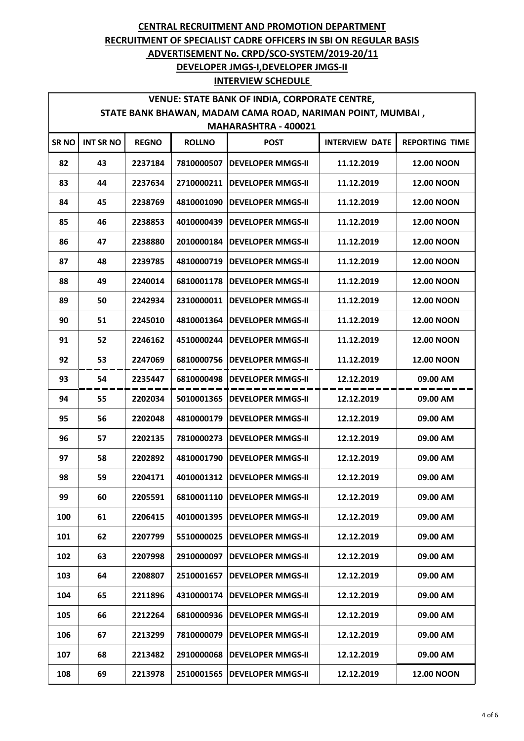**CENTRAL RECRUITMENT AND PROMOTION DEPARTMENT**

**RECRUITMENT OF SPECIALIST CADRE OFFICERS IN SBI ON REGULAR BASIS**

**ADVERTISEMENT No. CRPD/SCO-SYSTEM/2019-20/11**

**DEVELOPER JMGS-I,DEVELOPER JMGS-II**

**INTERVIEW SCHEDULE**

**VENUE: STATE BANK OF INDIA, CORPORATE CENTRE, STATE BANK BHAWAN, MADAM CAMA ROAD, NARIMAN POINT, MUMBAI , MAHARASHTRA - 400021**

| SR NO | INT SR NO | REGNO | ROLLNO | POST | INTERVIEW DATE | REPORTING TIME |
|---|---|---|---|---|---|---|
| 82 | 43 | 2237184 | 7810000507 | DEVELOPER MMGS-II | 11.12.2019 | 12.00 NOON |
| 83 | 44 | 2237634 | 2710000211 | DEVELOPER MMGS-II | 11.12.2019 | 12.00 NOON |
| 84 | 45 | 2238769 | 4810001090 | DEVELOPER MMGS-II | 11.12.2019 | 12.00 NOON |
| 85 | 46 | 2238853 | 4010000439 | DEVELOPER MMGS-II | 11.12.2019 | 12.00 NOON |
| 86 | 47 | 2238880 | 2010000184 | DEVELOPER MMGS-II | 11.12.2019 | 12.00 NOON |
| 87 | 48 | 2239785 | 4810000719 | DEVELOPER MMGS-II | 11.12.2019 | 12.00 NOON |
| 88 | 49 | 2240014 | 6810001178 | DEVELOPER MMGS-II | 11.12.2019 | 12.00 NOON |
| 89 | 50 | 2242934 | 2310000011 | DEVELOPER MMGS-II | 11.12.2019 | 12.00 NOON |
| 90 | 51 | 2245010 | 4810001364 | DEVELOPER MMGS-II | 11.12.2019 | 12.00 NOON |
| 91 | 52 | 2246162 | 4510000244 | DEVELOPER MMGS-II | 11.12.2019 | 12.00 NOON |
| 92 | 53 | 2247069 | 6810000756 | DEVELOPER MMGS-II | 11.12.2019 | 12.00 NOON |
| 93 | 54 | 2235447 | 6810000498 | DEVELOPER MMGS-II | 12.12.2019 | 09.00 AM |
| 94 | 55 | 2202034 | 5010001365 | DEVELOPER MMGS-II | 12.12.2019 | 09.00 AM |
| 95 | 56 | 2202048 | 4810000179 | DEVELOPER MMGS-II | 12.12.2019 | 09.00 AM |
| 96 | 57 | 2202135 | 7810000273 | DEVELOPER MMGS-II | 12.12.2019 | 09.00 AM |
| 97 | 58 | 2202892 | 4810001790 | DEVELOPER MMGS-II | 12.12.2019 | 09.00 AM |
| 98 | 59 | 2204171 | 4010001312 | DEVELOPER MMGS-II | 12.12.2019 | 09.00 AM |
| 99 | 60 | 2205591 | 6810001110 | DEVELOPER MMGS-II | 12.12.2019 | 09.00 AM |
| 100 | 61 | 2206415 | 4010001395 | DEVELOPER MMGS-II | 12.12.2019 | 09.00 AM |
| 101 | 62 | 2207799 | 5510000025 | DEVELOPER MMGS-II | 12.12.2019 | 09.00 AM |
| 102 | 63 | 2207998 | 2910000097 | DEVELOPER MMGS-II | 12.12.2019 | 09.00 AM |
| 103 | 64 | 2208807 | 2510001657 | DEVELOPER MMGS-II | 12.12.2019 | 09.00 AM |
| 104 | 65 | 2211896 | 4310000174 | DEVELOPER MMGS-II | 12.12.2019 | 09.00 AM |
| 105 | 66 | 2212264 | 6810000936 | DEVELOPER MMGS-II | 12.12.2019 | 09.00 AM |
| 106 | 67 | 2213299 | 7810000079 | DEVELOPER MMGS-II | 12.12.2019 | 09.00 AM |
| 107 | 68 | 2213482 | 2910000068 | DEVELOPER MMGS-II | 12.12.2019 | 09.00 AM |
| 108 | 69 | 2213978 | 2510001565 | DEVELOPER MMGS-II | 12.12.2019 | 12.00 NOON |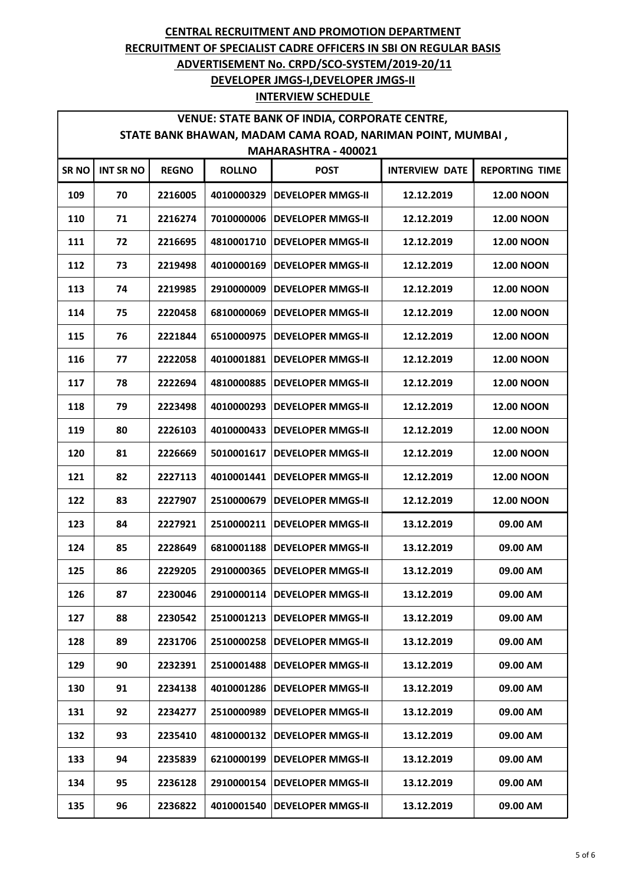# CENTRAL RECRUITMENT AND PROMOTION DEPARTMENT

## RECRUITMENT OF SPECIALIST CADRE OFFICERS IN SBI ON REGULAR BASIS

## ADVERTISEMENT No. CRPD/SCO-SYSTEM/2019-20/11

## DEVELOPER JMGS-I,DEVELOPER JMGS-II

## INTERVIEW SCHEDULE

**VENUE: STATE BANK OF INDIA, CORPORATE CENTRE, STATE BANK BHAWAN, MADAM CAMA ROAD, NARIMAN POINT, MUMBAI , MAHARASHTRA - 400021**

| SR NO | INT SR NO | REGNO | ROLLNO | POST | INTERVIEW DATE | REPORTING TIME |
|---|---|---|---|---|---|---|
| 109 | 70 | 2216005 | 4010000329 | DEVELOPER MMGS-II | 12.12.2019 | 12.00 NOON |
| 110 | 71 | 2216274 | 7010000006 | DEVELOPER MMGS-II | 12.12.2019 | 12.00 NOON |
| 111 | 72 | 2216695 | 4810001710 | DEVELOPER MMGS-II | 12.12.2019 | 12.00 NOON |
| 112 | 73 | 2219498 | 4010000169 | DEVELOPER MMGS-II | 12.12.2019 | 12.00 NOON |
| 113 | 74 | 2219985 | 2910000009 | DEVELOPER MMGS-II | 12.12.2019 | 12.00 NOON |
| 114 | 75 | 2220458 | 6810000069 | DEVELOPER MMGS-II | 12.12.2019 | 12.00 NOON |
| 115 | 76 | 2221844 | 6510000975 | DEVELOPER MMGS-II | 12.12.2019 | 12.00 NOON |
| 116 | 77 | 2222058 | 4010001881 | DEVELOPER MMGS-II | 12.12.2019 | 12.00 NOON |
| 117 | 78 | 2222694 | 4810000885 | DEVELOPER MMGS-II | 12.12.2019 | 12.00 NOON |
| 118 | 79 | 2223498 | 4010000293 | DEVELOPER MMGS-II | 12.12.2019 | 12.00 NOON |
| 119 | 80 | 2226103 | 4010000433 | DEVELOPER MMGS-II | 12.12.2019 | 12.00 NOON |
| 120 | 81 | 2226669 | 5010001617 | DEVELOPER MMGS-II | 12.12.2019 | 12.00 NOON |
| 121 | 82 | 2227113 | 4010001441 | DEVELOPER MMGS-II | 12.12.2019 | 12.00 NOON |
| 122 | 83 | 2227907 | 2510000679 | DEVELOPER MMGS-II | 12.12.2019 | 12.00 NOON |
| 123 | 84 | 2227921 | 2510000211 | DEVELOPER MMGS-II | 13.12.2019 | 09.00 AM |
| 124 | 85 | 2228649 | 6810001188 | DEVELOPER MMGS-II | 13.12.2019 | 09.00 AM |
| 125 | 86 | 2229205 | 2910000365 | DEVELOPER MMGS-II | 13.12.2019 | 09.00 AM |
| 126 | 87 | 2230046 | 2910000114 | DEVELOPER MMGS-II | 13.12.2019 | 09.00 AM |
| 127 | 88 | 2230542 | 2510001213 | DEVELOPER MMGS-II | 13.12.2019 | 09.00 AM |
| 128 | 89 | 2231706 | 2510000258 | DEVELOPER MMGS-II | 13.12.2019 | 09.00 AM |
| 129 | 90 | 2232391 | 2510001488 | DEVELOPER MMGS-II | 13.12.2019 | 09.00 AM |
| 130 | 91 | 2234138 | 4010001286 | DEVELOPER MMGS-II | 13.12.2019 | 09.00 AM |
| 131 | 92 | 2234277 | 2510000989 | DEVELOPER MMGS-II | 13.12.2019 | 09.00 AM |
| 132 | 93 | 2235410 | 4810000132 | DEVELOPER MMGS-II | 13.12.2019 | 09.00 AM |
| 133 | 94 | 2235839 | 6210000199 | DEVELOPER MMGS-II | 13.12.2019 | 09.00 AM |
| 134 | 95 | 2236128 | 2910000154 | DEVELOPER MMGS-II | 13.12.2019 | 09.00 AM |
| 135 | 96 | 2236822 | 4010001540 | DEVELOPER MMGS-II | 13.12.2019 | 09.00 AM |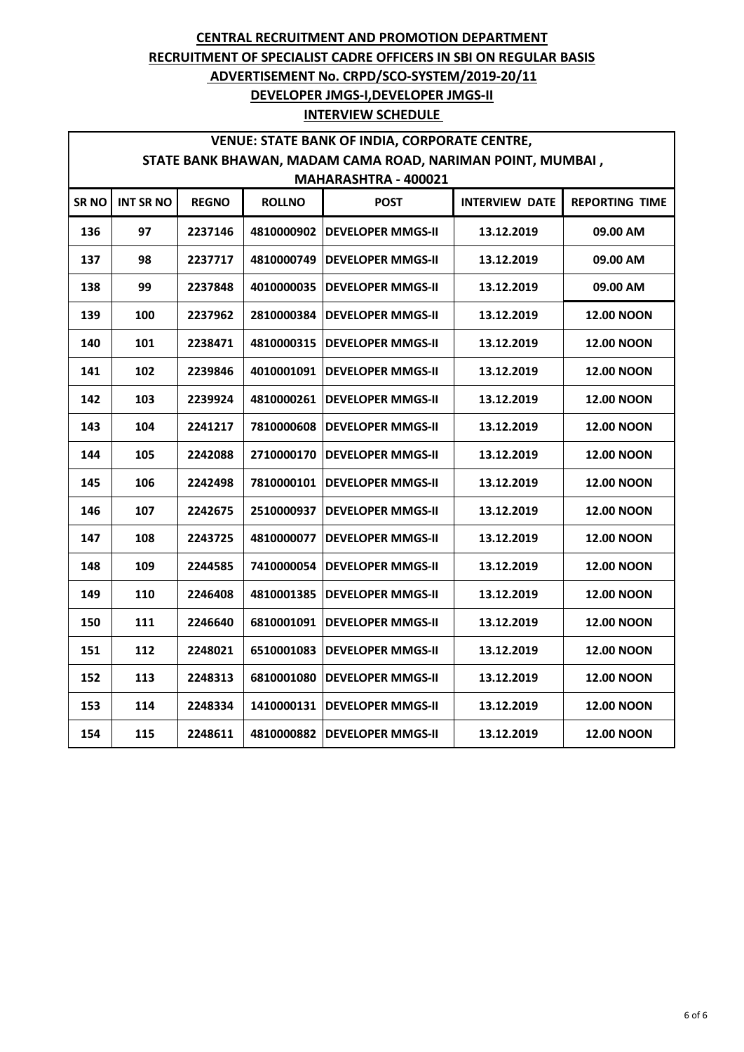**CENTRAL RECRUITMENT AND PROMOTION DEPARTMENT**

**RECRUITMENT OF SPECIALIST CADRE OFFICERS IN SBI ON REGULAR BASIS**

**ADVERTISEMENT No. CRPD/SCO-SYSTEM/2019-20/11**

**DEVELOPER JMGS-I,DEVELOPER JMGS-II**

**INTERVIEW SCHEDULE**

**VENUE: STATE BANK OF INDIA, CORPORATE CENTRE, STATE BANK BHAWAN, MADAM CAMA ROAD, NARIMAN POINT, MUMBAI , MAHARASHTRA - 400021**

| SR NO | INT SR NO | REGNO | ROLLNO | POST | INTERVIEW DATE | REPORTING TIME |
|---|---|---|---|---|---|---|
| 136 | 97 | 2237146 | 4810000902 | DEVELOPER MMGS-II | 13.12.2019 | 09.00 AM |
| 137 | 98 | 2237717 | 4810000749 | DEVELOPER MMGS-II | 13.12.2019 | 09.00 AM |
| 138 | 99 | 2237848 | 4010000035 | DEVELOPER MMGS-II | 13.12.2019 | 09.00 AM |
| 139 | 100 | 2237962 | 2810000384 | DEVELOPER MMGS-II | 13.12.2019 | 12.00 NOON |
| 140 | 101 | 2238471 | 4810000315 | DEVELOPER MMGS-II | 13.12.2019 | 12.00 NOON |
| 141 | 102 | 2239846 | 4010001091 | DEVELOPER MMGS-II | 13.12.2019 | 12.00 NOON |
| 142 | 103 | 2239924 | 4810000261 | DEVELOPER MMGS-II | 13.12.2019 | 12.00 NOON |
| 143 | 104 | 2241217 | 7810000608 | DEVELOPER MMGS-II | 13.12.2019 | 12.00 NOON |
| 144 | 105 | 2242088 | 2710000170 | DEVELOPER MMGS-II | 13.12.2019 | 12.00 NOON |
| 145 | 106 | 2242498 | 7810000101 | DEVELOPER MMGS-II | 13.12.2019 | 12.00 NOON |
| 146 | 107 | 2242675 | 2510000937 | DEVELOPER MMGS-II | 13.12.2019 | 12.00 NOON |
| 147 | 108 | 2243725 | 4810000077 | DEVELOPER MMGS-II | 13.12.2019 | 12.00 NOON |
| 148 | 109 | 2244585 | 7410000054 | DEVELOPER MMGS-II | 13.12.2019 | 12.00 NOON |
| 149 | 110 | 2246408 | 4810001385 | DEVELOPER MMGS-II | 13.12.2019 | 12.00 NOON |
| 150 | 111 | 2246640 | 6810001091 | DEVELOPER MMGS-II | 13.12.2019 | 12.00 NOON |
| 151 | 112 | 2248021 | 6510001083 | DEVELOPER MMGS-II | 13.12.2019 | 12.00 NOON |
| 152 | 113 | 2248313 | 6810001080 | DEVELOPER MMGS-II | 13.12.2019 | 12.00 NOON |
| 153 | 114 | 2248334 | 1410000131 | DEVELOPER MMGS-II | 13.12.2019 | 12.00 NOON |
| 154 | 115 | 2248611 | 4810000882 | DEVELOPER MMGS-II | 13.12.2019 | 12.00 NOON |